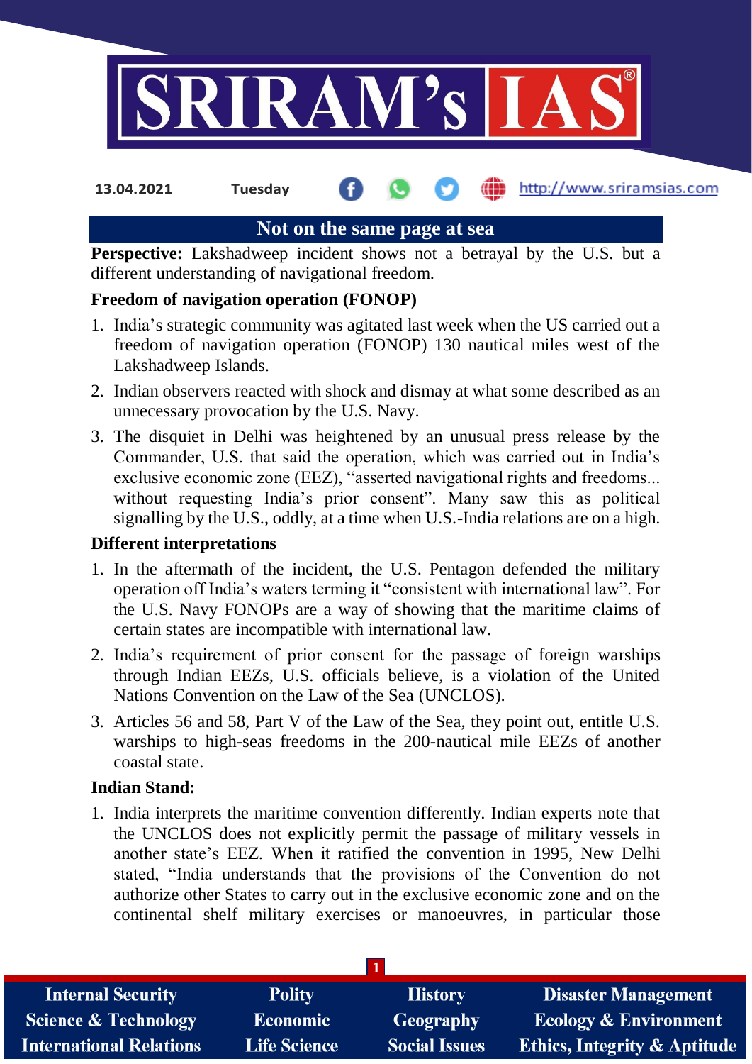## Not on the same page at sea

**Perspective:** Lakshadweep incident shows not a betrayal by the U.S. but a different understanding of navigational freedom.

### Freedom of navigation operation (FONOP)

1. India's strategic community was agitated last week when the US carried out a freedom of navigation operation (FONOP) 130 nautical miles west of the Lakshadweep Islands.
2. Indian observers reacted with shock and dismay at what some described as an unnecessary provocation by the U.S. Navy.
3. The disquiet in Delhi was heightened by an unusual press release by the Commander, U.S. that said the operation, which was carried out in India's exclusive economic zone (EEZ), "asserted navigational rights and freedoms... without requesting India's prior consent". Many saw this as political signalling by the U.S., oddly, at a time when U.S.-India relations are on a high.

### Different interpretations

1. In the aftermath of the incident, the U.S. Pentagon defended the military operation off India's waters terming it "consistent with international law". For the U.S. Navy FONOPs are a way of showing that the maritime claims of certain states are incompatible with international law.
2. India's requirement of prior consent for the passage of foreign warships through Indian EEZs, U.S. officials believe, is a violation of the United Nations Convention on the Law of the Sea (UNCLOS).
3. Articles 56 and 58, Part V of the Law of the Sea, they point out, entitle U.S. warships to high-seas freedoms in the 200-nautical mile EEZs of another coastal state.

### Indian Stand:

1. India interprets the maritime convention differently. Indian experts note that the UNCLOS does not explicitly permit the passage of military vessels in another state's EEZ. When it ratified the convention in 1995, New Delhi stated, "India understands that the provisions of the Convention do not authorize other States to carry out in the exclusive economic zone and on the continental shelf military exercises or manoeuvres, in particular those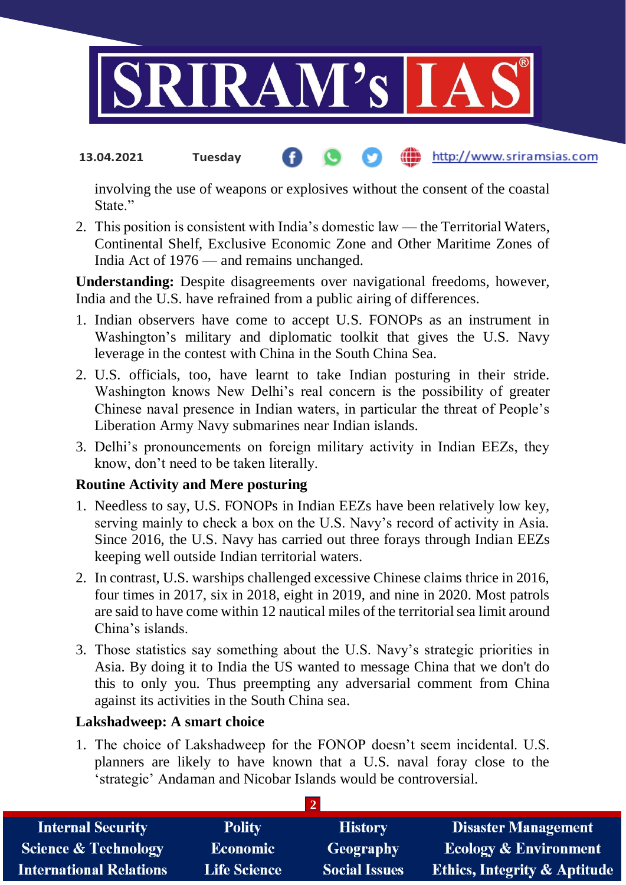involving the use of weapons or explosives without the consent of the coastal State."

2. This position is consistent with India's domestic law — the Territorial Waters, Continental Shelf, Exclusive Economic Zone and Other Maritime Zones of India Act of 1976 — and remains unchanged.

**Understanding:** Despite disagreements over navigational freedoms, however, India and the U.S. have refrained from a public airing of differences.

1. Indian observers have come to accept U.S. FONOPs as an instrument in Washington's military and diplomatic toolkit that gives the U.S. Navy leverage in the contest with China in the South China Sea.
2. U.S. officials, too, have learnt to take Indian posturing in their stride. Washington knows New Delhi's real concern is the possibility of greater Chinese naval presence in Indian waters, in particular the threat of People's Liberation Army Navy submarines near Indian islands.
3. Delhi's pronouncements on foreign military activity in Indian EEZs, they know, don't need to be taken literally.

**Routine Activity and Mere posturing**

1. Needless to say, U.S. FONOPs in Indian EEZs have been relatively low key, serving mainly to check a box on the U.S. Navy's record of activity in Asia. Since 2016, the U.S. Navy has carried out three forays through Indian EEZs keeping well outside Indian territorial waters.
2. In contrast, U.S. warships challenged excessive Chinese claims thrice in 2016, four times in 2017, six in 2018, eight in 2019, and nine in 2020. Most patrols are said to have come within 12 nautical miles of the territorial sea limit around China's islands.
3. Those statistics say something about the U.S. Navy's strategic priorities in Asia. By doing it to India the US wanted to message China that we don't do this to only you. Thus preempting any adversarial comment from China against its activities in the South China sea.

**Lakshadweep: A smart choice**

1. The choice of Lakshadweep for the FONOP doesn't seem incidental. U.S. planners are likely to have known that a U.S. naval foray close to the 'strategic' Andaman and Nicobar Islands would be controversial.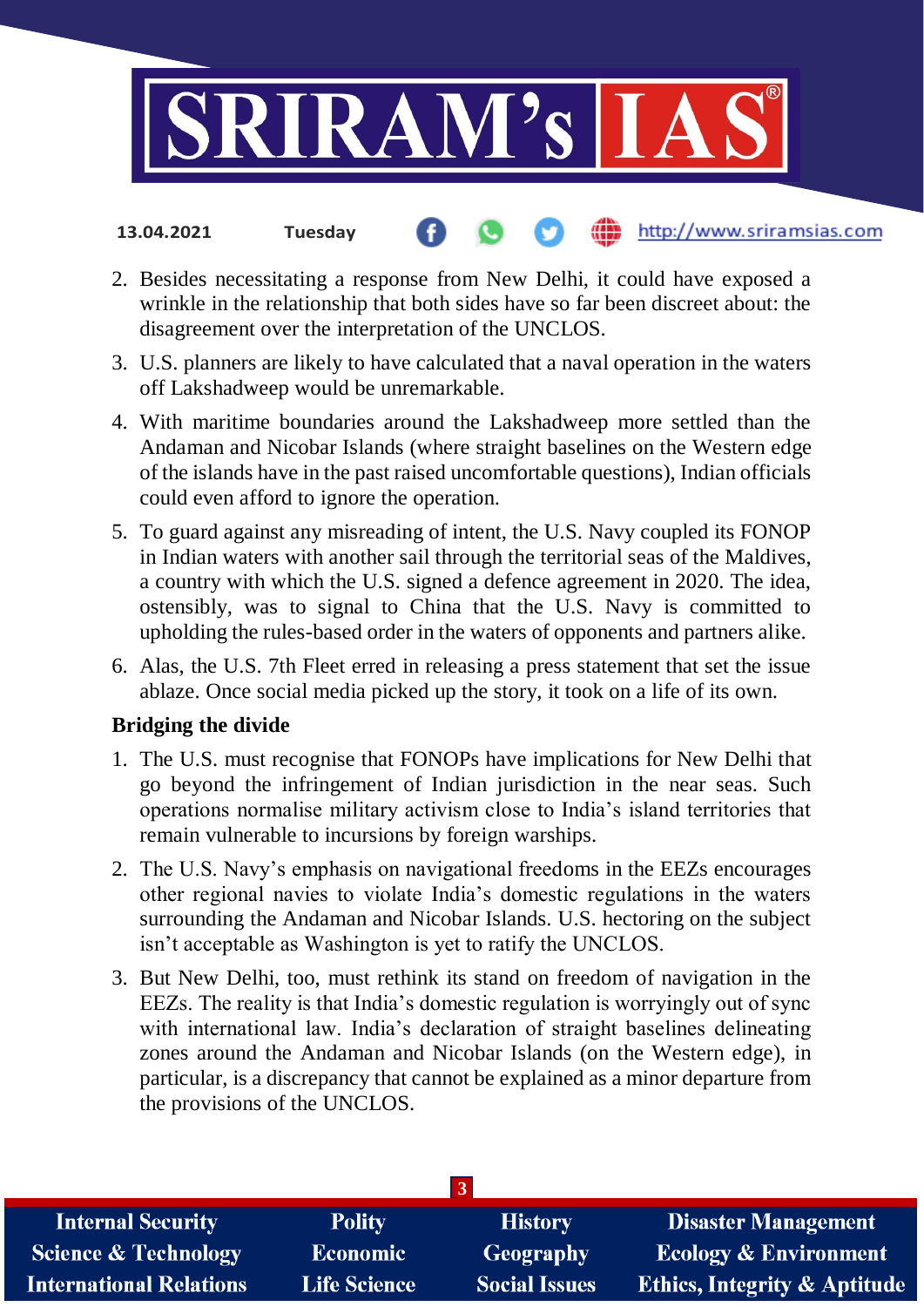2. Besides necessitating a response from New Delhi, it could have exposed a wrinkle in the relationship that both sides have so far been discreet about: the disagreement over the interpretation of the UNCLOS.
3. U.S. planners are likely to have calculated that a naval operation in the waters off Lakshadweep would be unremarkable.
4. With maritime boundaries around the Lakshadweep more settled than the Andaman and Nicobar Islands (where straight baselines on the Western edge of the islands have in the past raised uncomfortable questions), Indian officials could even afford to ignore the operation.
5. To guard against any misreading of intent, the U.S. Navy coupled its FONOP in Indian waters with another sail through the territorial seas of the Maldives, a country with which the U.S. signed a defence agreement in 2020. The idea, ostensibly, was to signal to China that the U.S. Navy is committed to upholding the rules-based order in the waters of opponents and partners alike.
6. Alas, the U.S. 7th Fleet erred in releasing a press statement that set the issue ablaze. Once social media picked up the story, it took on a life of its own.

**Bridging the divide**

1. The U.S. must recognise that FONOPs have implications for New Delhi that go beyond the infringement of Indian jurisdiction in the near seas. Such operations normalise military activism close to India's island territories that remain vulnerable to incursions by foreign warships.
2. The U.S. Navy's emphasis on navigational freedoms in the EEZs encourages other regional navies to violate India's domestic regulations in the waters surrounding the Andaman and Nicobar Islands. U.S. hectoring on the subject isn't acceptable as Washington is yet to ratify the UNCLOS.
3. But New Delhi, too, must rethink its stand on freedom of navigation in the EEZs. The reality is that India's domestic regulation is worryingly out of sync with international law. India's declaration of straight baselines delineating zones around the Andaman and Nicobar Islands (on the Western edge), in particular, is a discrepancy that cannot be explained as a minor departure from the provisions of the UNCLOS.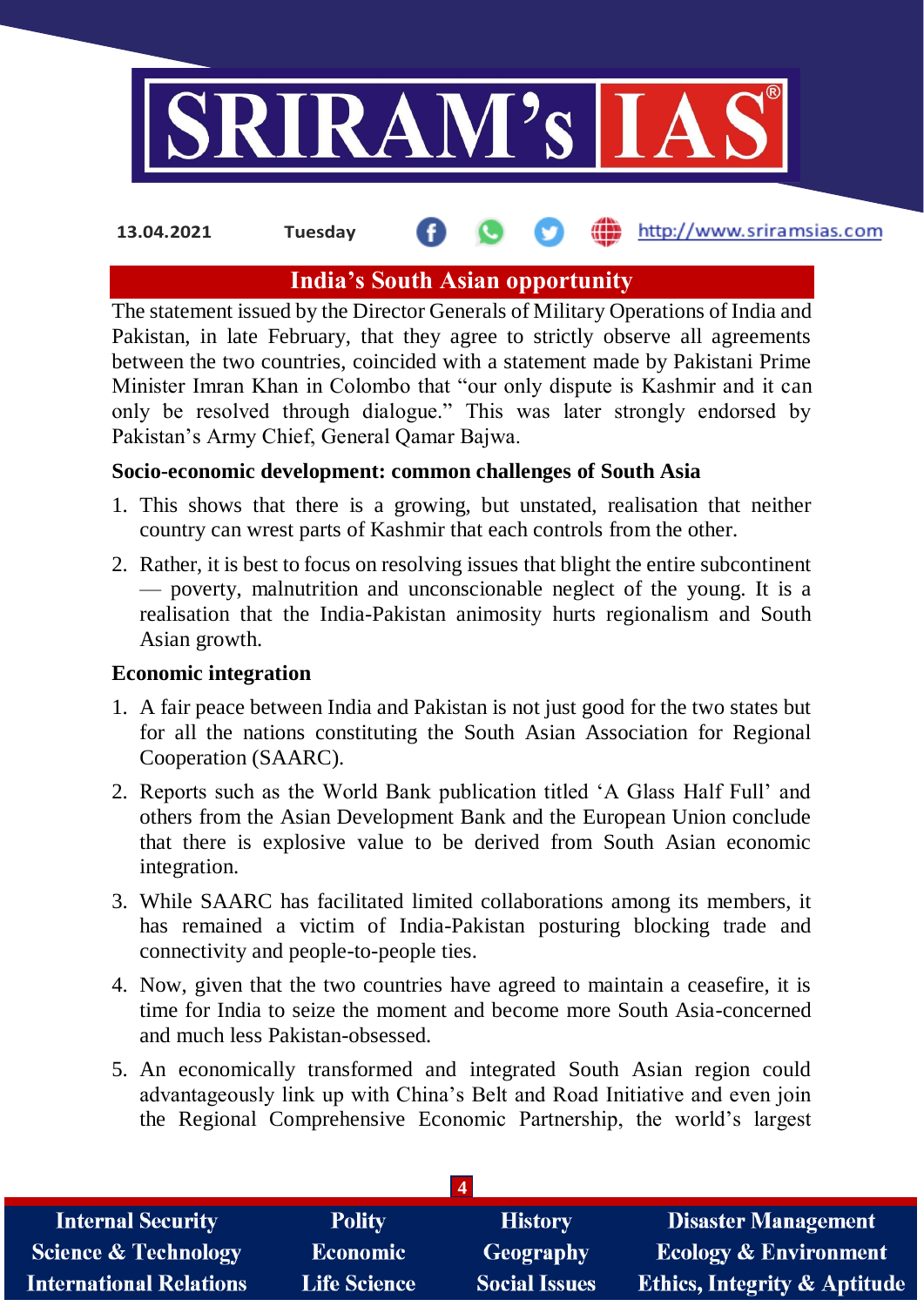## India's South Asian opportunity

The statement issued by the Director Generals of Military Operations of India and Pakistan, in late February, that they agree to strictly observe all agreements between the two countries, coincided with a statement made by Pakistani Prime Minister Imran Khan in Colombo that "our only dispute is Kashmir and it can only be resolved through dialogue." This was later strongly endorsed by Pakistan's Army Chief, General Qamar Bajwa.

### Socio-economic development: common challenges of South Asia

1. This shows that there is a growing, but unstated, realisation that neither country can wrest parts of Kashmir that each controls from the other.
2. Rather, it is best to focus on resolving issues that blight the entire subcontinent — poverty, malnutrition and unconscionable neglect of the young. It is a realisation that the India-Pakistan animosity hurts regionalism and South Asian growth.

### Economic integration

1. A fair peace between India and Pakistan is not just good for the two states but for all the nations constituting the South Asian Association for Regional Cooperation (SAARC).
2. Reports such as the World Bank publication titled 'A Glass Half Full' and others from the Asian Development Bank and the European Union conclude that there is explosive value to be derived from South Asian economic integration.
3. While SAARC has facilitated limited collaborations among its members, it has remained a victim of India-Pakistan posturing blocking trade and connectivity and people-to-people ties.
4. Now, given that the two countries have agreed to maintain a ceasefire, it is time for India to seize the moment and become more South Asia-concerned and much less Pakistan-obsessed.
5. An economically transformed and integrated South Asian region could advantageously link up with China's Belt and Road Initiative and even join the Regional Comprehensive Economic Partnership, the world's largest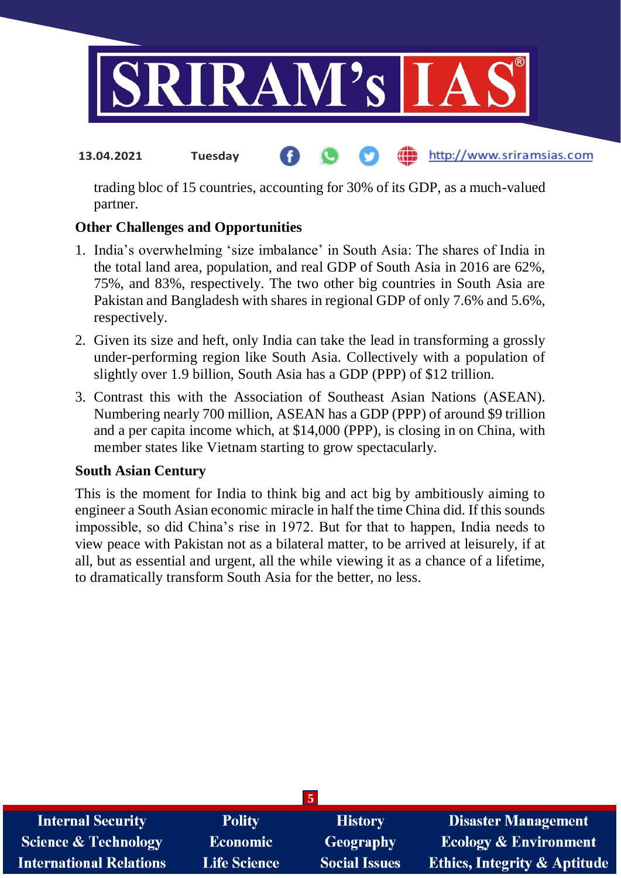trading bloc of 15 countries, accounting for 30% of its GDP, as a much-valued partner.

## Other Challenges and Opportunities

1. India's overwhelming 'size imbalance' in South Asia: The shares of India in the total land area, population, and real GDP of South Asia in 2016 are 62%, 75%, and 83%, respectively. The two other big countries in South Asia are Pakistan and Bangladesh with shares in regional GDP of only 7.6% and 5.6%, respectively.
2. Given its size and heft, only India can take the lead in transforming a grossly under-performing region like South Asia. Collectively with a population of slightly over 1.9 billion, South Asia has a GDP (PPP) of $12 trillion.
3. Contrast this with the Association of Southeast Asian Nations (ASEAN). Numbering nearly 700 million, ASEAN has a GDP (PPP) of around $9 trillion and a per capita income which, at $14,000 (PPP), is closing in on China, with member states like Vietnam starting to grow spectacularly.

## South Asian Century

This is the moment for India to think big and act big by ambitiously aiming to engineer a South Asian economic miracle in half the time China did. If this sounds impossible, so did China's rise in 1972. But for that to happen, India needs to view peace with Pakistan not as a bilateral matter, to be arrived at leisurely, if at all, but as essential and urgent, all the while viewing it as a chance of a lifetime, to dramatically transform South Asia for the better, no less.